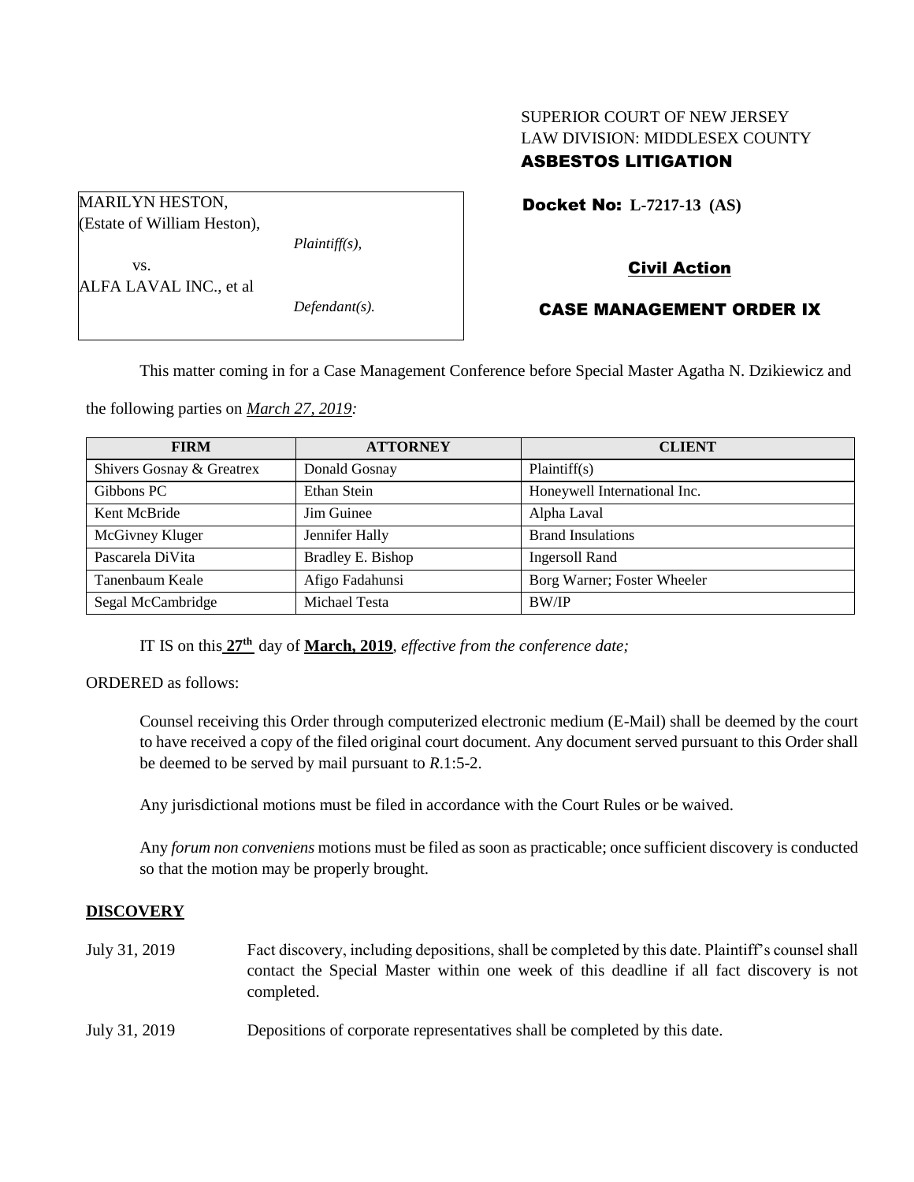SUPERIOR COURT OF NEW JERSEY
LAW DIVISION: MIDDLESEX COUNTY
**ASBESTOS LITIGATION**

MARILYN HESTON,
(Estate of William Heston),
*Plaintiff(s),*
vs.
ALFA LAVAL INC., et al
*Defendant(s).*

**Docket No: L-7217-13 (AS)**

**Civil Action**

**CASE MANAGEMENT ORDER IX**

This matter coming in for a Case Management Conference before Special Master Agatha N. Dzikiewicz and the following parties on *March 27, 2019:*

| FIRM | ATTORNEY | CLIENT |
|---|---|---|
| Shivers Gosnay & Greatrex | Donald Gosnay | Plaintiff(s) |
| Gibbons PC | Ethan Stein | Honeywell International Inc. |
| Kent McBride | Jim Guinee | Alpha Laval |
| McGivney Kluger | Jennifer Hally | Brand Insulations |
| Pascarela DiVita | Bradley E. Bishop | Ingersoll Rand |
| Tanenbaum Keale | Afigo Fadahunsi | Borg Warner; Foster Wheeler |
| Segal McCambridge | Michael Testa | BW/IP |

IT IS on this **27th** day of **March, 2019**, *effective from the conference date;*

ORDERED as follows:

Counsel receiving this Order through computerized electronic medium (E-Mail) shall be deemed by the court to have received a copy of the filed original court document. Any document served pursuant to this Order shall be deemed to be served by mail pursuant to *R*.1:5-2.

Any jurisdictional motions must be filed in accordance with the Court Rules or be waived.

Any *forum non conveniens* motions must be filed as soon as practicable; once sufficient discovery is conducted so that the motion may be properly brought.

## DISCOVERY

July 31, 2019 — Fact discovery, including depositions, shall be completed by this date. Plaintiff's counsel shall contact the Special Master within one week of this deadline if all fact discovery is not completed.

July 31, 2019 — Depositions of corporate representatives shall be completed by this date.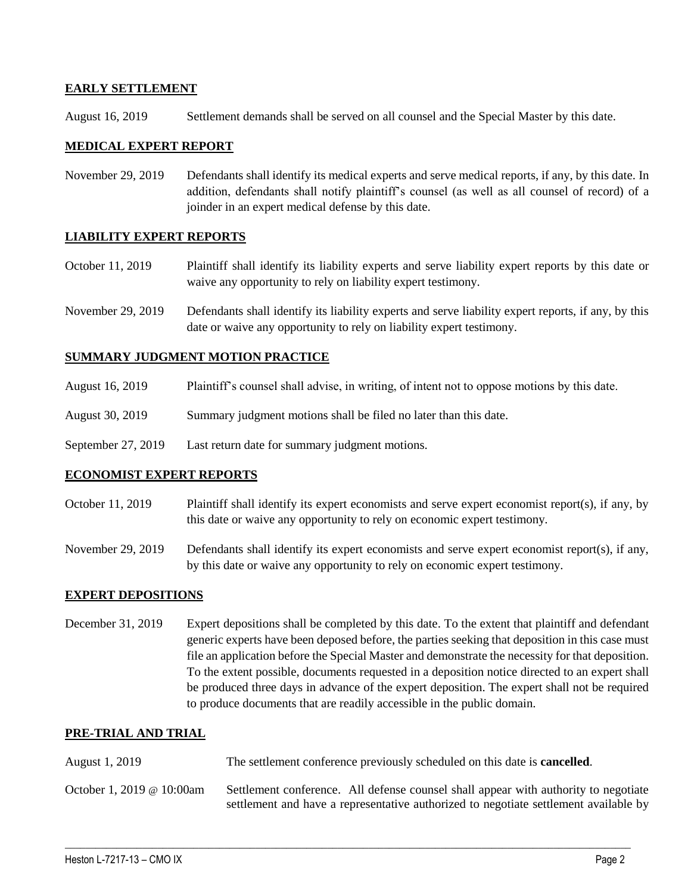## EARLY SETTLEMENT

August 16, 2019 — Settlement demands shall be served on all counsel and the Special Master by this date.

## MEDICAL EXPERT REPORT

November 29, 2019 — Defendants shall identify its medical experts and serve medical reports, if any, by this date. In addition, defendants shall notify plaintiff's counsel (as well as all counsel of record) of a joinder in an expert medical defense by this date.

## LIABILITY EXPERT REPORTS

October 11, 2019 — Plaintiff shall identify its liability experts and serve liability expert reports by this date or waive any opportunity to rely on liability expert testimony.

November 29, 2019 — Defendants shall identify its liability experts and serve liability expert reports, if any, by this date or waive any opportunity to rely on liability expert testimony.

## SUMMARY JUDGMENT MOTION PRACTICE

August 16, 2019 — Plaintiff's counsel shall advise, in writing, of intent not to oppose motions by this date.

August 30, 2019 — Summary judgment motions shall be filed no later than this date.

September 27, 2019 — Last return date for summary judgment motions.

## ECONOMIST EXPERT REPORTS

October 11, 2019 — Plaintiff shall identify its expert economists and serve expert economist report(s), if any, by this date or waive any opportunity to rely on economic expert testimony.

November 29, 2019 — Defendants shall identify its expert economists and serve expert economist report(s), if any, by this date or waive any opportunity to rely on economic expert testimony.

## EXPERT DEPOSITIONS

December 31, 2019 — Expert depositions shall be completed by this date. To the extent that plaintiff and defendant generic experts have been deposed before, the parties seeking that deposition in this case must file an application before the Special Master and demonstrate the necessity for that deposition. To the extent possible, documents requested in a deposition notice directed to an expert shall be produced three days in advance of the expert deposition. The expert shall not be required to produce documents that are readily accessible in the public domain.

## PRE-TRIAL AND TRIAL

August 1, 2019 — The settlement conference previously scheduled on this date is **cancelled**.

October 1, 2019 @ 10:00am — Settlement conference. All defense counsel shall appear with authority to negotiate settlement and have a representative authorized to negotiate settlement available by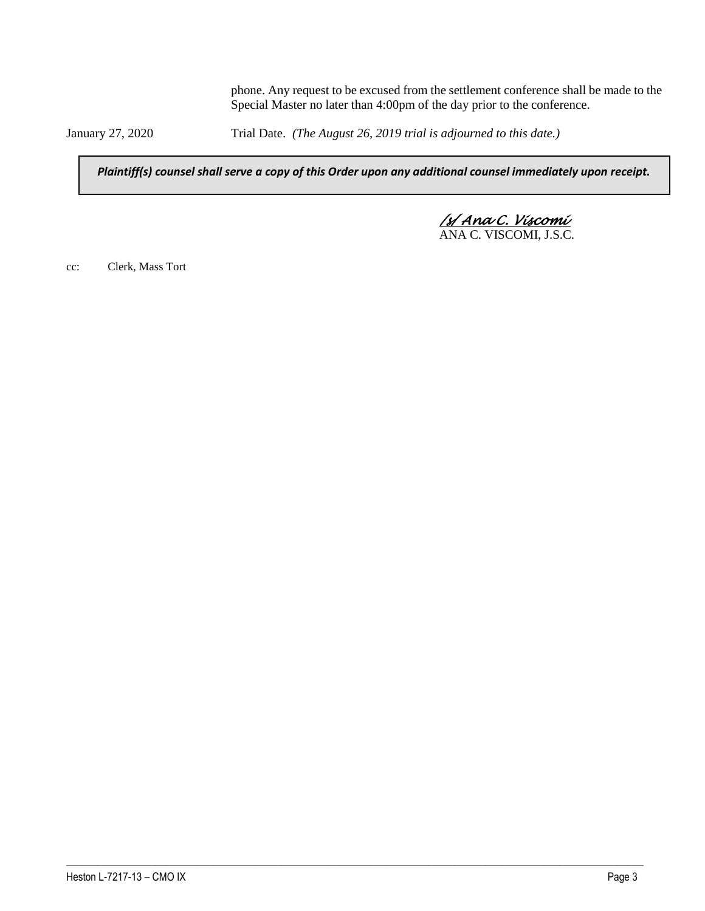phone. Any request to be excused from the settlement conference shall be made to the Special Master no later than 4:00pm of the day prior to the conference.

| | |
|---|---|
| January 27, 2020 | Trial Date. *(The August 26, 2019 trial is adjourned to this date.)* |

***Plaintiff(s) counsel shall serve a copy of this Order upon any additional counsel immediately upon receipt.***

*/s/ Ana C. Viscomi*
ANA C. VISCOMI, J.S.C.

cc: Clerk, Mass Tort